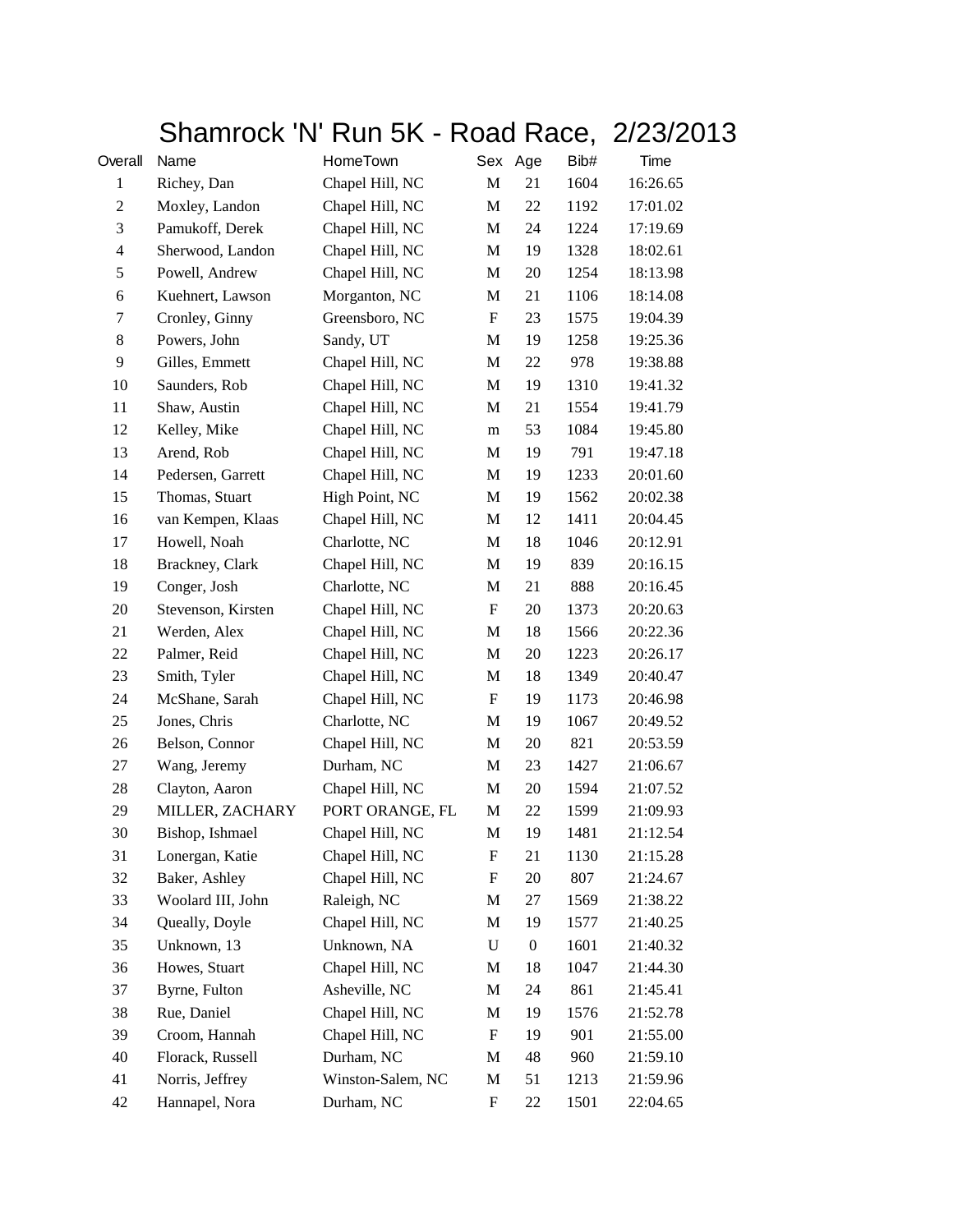# Shamrock 'N' Run 5K - Road Race, 2/23/2013

| Overall | Name | HomeTown | Sex | Age | Bib# | Time |
|---|---|---|---|---|---|---|
| 1 | Richey, Dan | Chapel Hill, NC | M | 21 | 1604 | 16:26.65 |
| 2 | Moxley, Landon | Chapel Hill, NC | M | 22 | 1192 | 17:01.02 |
| 3 | Pamukoff, Derek | Chapel Hill, NC | M | 24 | 1224 | 17:19.69 |
| 4 | Sherwood, Landon | Chapel Hill, NC | M | 19 | 1328 | 18:02.61 |
| 5 | Powell, Andrew | Chapel Hill, NC | M | 20 | 1254 | 18:13.98 |
| 6 | Kuehnert, Lawson | Morganton, NC | M | 21 | 1106 | 18:14.08 |
| 7 | Cronley, Ginny | Greensboro, NC | F | 23 | 1575 | 19:04.39 |
| 8 | Powers, John | Sandy, UT | M | 19 | 1258 | 19:25.36 |
| 9 | Gilles, Emmett | Chapel Hill, NC | M | 22 | 978 | 19:38.88 |
| 10 | Saunders, Rob | Chapel Hill, NC | M | 19 | 1310 | 19:41.32 |
| 11 | Shaw, Austin | Chapel Hill, NC | M | 21 | 1554 | 19:41.79 |
| 12 | Kelley, Mike | Chapel Hill, NC | m | 53 | 1084 | 19:45.80 |
| 13 | Arend, Rob | Chapel Hill, NC | M | 19 | 791 | 19:47.18 |
| 14 | Pedersen, Garrett | Chapel Hill, NC | M | 19 | 1233 | 20:01.60 |
| 15 | Thomas, Stuart | High Point, NC | M | 19 | 1562 | 20:02.38 |
| 16 | van Kempen, Klaas | Chapel Hill, NC | M | 12 | 1411 | 20:04.45 |
| 17 | Howell, Noah | Charlotte, NC | M | 18 | 1046 | 20:12.91 |
| 18 | Brackney, Clark | Chapel Hill, NC | M | 19 | 839 | 20:16.15 |
| 19 | Conger, Josh | Charlotte, NC | M | 21 | 888 | 20:16.45 |
| 20 | Stevenson, Kirsten | Chapel Hill, NC | F | 20 | 1373 | 20:20.63 |
| 21 | Werden, Alex | Chapel Hill, NC | M | 18 | 1566 | 20:22.36 |
| 22 | Palmer, Reid | Chapel Hill, NC | M | 20 | 1223 | 20:26.17 |
| 23 | Smith, Tyler | Chapel Hill, NC | M | 18 | 1349 | 20:40.47 |
| 24 | McShane, Sarah | Chapel Hill, NC | F | 19 | 1173 | 20:46.98 |
| 25 | Jones, Chris | Charlotte, NC | M | 19 | 1067 | 20:49.52 |
| 26 | Belson, Connor | Chapel Hill, NC | M | 20 | 821 | 20:53.59 |
| 27 | Wang, Jeremy | Durham, NC | M | 23 | 1427 | 21:06.67 |
| 28 | Clayton, Aaron | Chapel Hill, NC | M | 20 | 1594 | 21:07.52 |
| 29 | MILLER, ZACHARY | PORT ORANGE, FL | M | 22 | 1599 | 21:09.93 |
| 30 | Bishop, Ishmael | Chapel Hill, NC | M | 19 | 1481 | 21:12.54 |
| 31 | Lonergan, Katie | Chapel Hill, NC | F | 21 | 1130 | 21:15.28 |
| 32 | Baker, Ashley | Chapel Hill, NC | F | 20 | 807 | 21:24.67 |
| 33 | Woolard III, John | Raleigh, NC | M | 27 | 1569 | 21:38.22 |
| 34 | Queally, Doyle | Chapel Hill, NC | M | 19 | 1577 | 21:40.25 |
| 35 | Unknown, 13 | Unknown, NA | U | 0 | 1601 | 21:40.32 |
| 36 | Howes, Stuart | Chapel Hill, NC | M | 18 | 1047 | 21:44.30 |
| 37 | Byrne, Fulton | Asheville, NC | M | 24 | 861 | 21:45.41 |
| 38 | Rue, Daniel | Chapel Hill, NC | M | 19 | 1576 | 21:52.78 |
| 39 | Croom, Hannah | Chapel Hill, NC | F | 19 | 901 | 21:55.00 |
| 40 | Florack, Russell | Durham, NC | M | 48 | 960 | 21:59.10 |
| 41 | Norris, Jeffrey | Winston-Salem, NC | M | 51 | 1213 | 21:59.96 |
| 42 | Hannapel, Nora | Durham, NC | F | 22 | 1501 | 22:04.65 |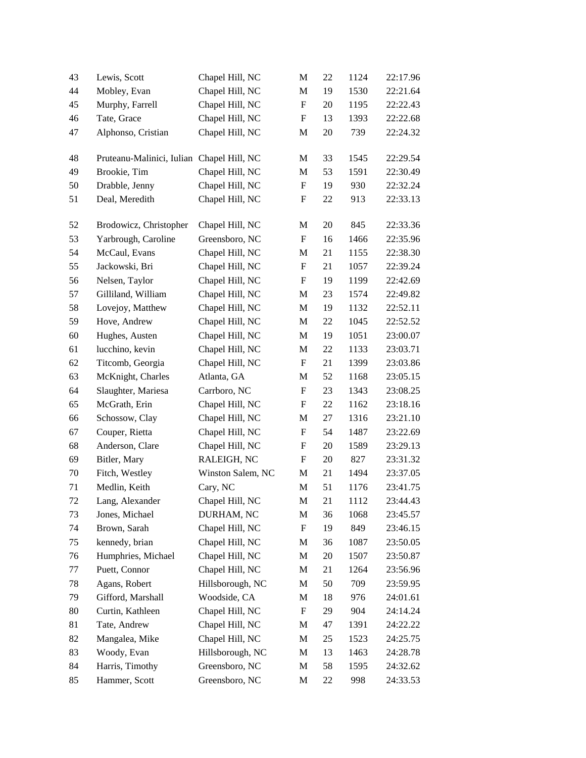| | | | | | | |
|---|---|---|---|---|---|---|
| 43 | Lewis, Scott | Chapel Hill, NC | M | 22 | 1124 | 22:17.96 |
| 44 | Mobley, Evan | Chapel Hill, NC | M | 19 | 1530 | 22:21.64 |
| 45 | Murphy, Farrell | Chapel Hill, NC | F | 20 | 1195 | 22:22.43 |
| 46 | Tate, Grace | Chapel Hill, NC | F | 13 | 1393 | 22:22.68 |
| 47 | Alphonso, Cristian | Chapel Hill, NC | M | 20 | 739 | 22:24.32 |
| 48 | Pruteanu-Malinici, Iulian | Chapel Hill, NC | M | 33 | 1545 | 22:29.54 |
| 49 | Brookie, Tim | Chapel Hill, NC | M | 53 | 1591 | 22:30.49 |
| 50 | Drabble, Jenny | Chapel Hill, NC | F | 19 | 930 | 22:32.24 |
| 51 | Deal, Meredith | Chapel Hill, NC | F | 22 | 913 | 22:33.13 |
| 52 | Brodowicz, Christopher | Chapel Hill, NC | M | 20 | 845 | 22:33.36 |
| 53 | Yarbrough, Caroline | Greensboro, NC | F | 16 | 1466 | 22:35.96 |
| 54 | McCaul, Evans | Chapel Hill, NC | M | 21 | 1155 | 22:38.30 |
| 55 | Jackowski, Bri | Chapel Hill, NC | F | 21 | 1057 | 22:39.24 |
| 56 | Nelsen, Taylor | Chapel Hill, NC | F | 19 | 1199 | 22:42.69 |
| 57 | Gilliland, William | Chapel Hill, NC | M | 23 | 1574 | 22:49.82 |
| 58 | Lovejoy, Matthew | Chapel Hill, NC | M | 19 | 1132 | 22:52.11 |
| 59 | Hove, Andrew | Chapel Hill, NC | M | 22 | 1045 | 22:52.52 |
| 60 | Hughes, Austen | Chapel Hill, NC | M | 19 | 1051 | 23:00.07 |
| 61 | lucchino, kevin | Chapel Hill, NC | M | 22 | 1133 | 23:03.71 |
| 62 | Titcomb, Georgia | Chapel Hill, NC | F | 21 | 1399 | 23:03.86 |
| 63 | McKnight, Charles | Atlanta, GA | M | 52 | 1168 | 23:05.15 |
| 64 | Slaughter, Mariesa | Carrboro, NC | F | 23 | 1343 | 23:08.25 |
| 65 | McGrath, Erin | Chapel Hill, NC | F | 22 | 1162 | 23:18.16 |
| 66 | Schossow, Clay | Chapel Hill, NC | M | 27 | 1316 | 23:21.10 |
| 67 | Couper, Rietta | Chapel Hill, NC | F | 54 | 1487 | 23:22.69 |
| 68 | Anderson, Clare | Chapel Hill, NC | F | 20 | 1589 | 23:29.13 |
| 69 | Bitler, Mary | RALEIGH, NC | F | 20 | 827 | 23:31.32 |
| 70 | Fitch, Westley | Winston Salem, NC | M | 21 | 1494 | 23:37.05 |
| 71 | Medlin, Keith | Cary, NC | M | 51 | 1176 | 23:41.75 |
| 72 | Lang, Alexander | Chapel Hill, NC | M | 21 | 1112 | 23:44.43 |
| 73 | Jones, Michael | DURHAM, NC | M | 36 | 1068 | 23:45.57 |
| 74 | Brown, Sarah | Chapel Hill, NC | F | 19 | 849 | 23:46.15 |
| 75 | kennedy, brian | Chapel Hill, NC | M | 36 | 1087 | 23:50.05 |
| 76 | Humphries, Michael | Chapel Hill, NC | M | 20 | 1507 | 23:50.87 |
| 77 | Puett, Connor | Chapel Hill, NC | M | 21 | 1264 | 23:56.96 |
| 78 | Agans, Robert | Hillsborough, NC | M | 50 | 709 | 23:59.95 |
| 79 | Gifford, Marshall | Woodside, CA | M | 18 | 976 | 24:01.61 |
| 80 | Curtin, Kathleen | Chapel Hill, NC | F | 29 | 904 | 24:14.24 |
| 81 | Tate, Andrew | Chapel Hill, NC | M | 47 | 1391 | 24:22.22 |
| 82 | Mangalea, Mike | Chapel Hill, NC | M | 25 | 1523 | 24:25.75 |
| 83 | Woody, Evan | Hillsborough, NC | M | 13 | 1463 | 24:28.78 |
| 84 | Harris, Timothy | Greensboro, NC | M | 58 | 1595 | 24:32.62 |
| 85 | Hammer, Scott | Greensboro, NC | M | 22 | 998 | 24:33.53 |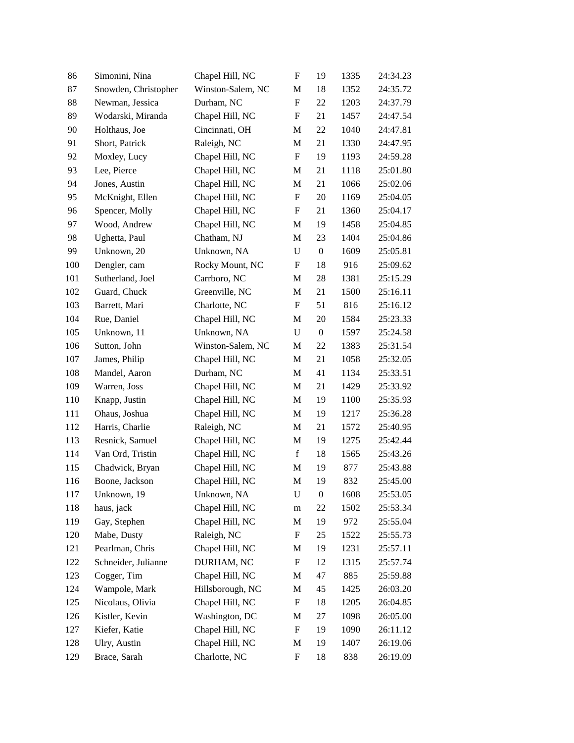| | | | | | | |
|---|---|---|---|---|---|---|
| 86 | Simonini, Nina | Chapel Hill, NC | F | 19 | 1335 | 24:34.23 |
| 87 | Snowden, Christopher | Winston-Salem, NC | M | 18 | 1352 | 24:35.72 |
| 88 | Newman, Jessica | Durham, NC | F | 22 | 1203 | 24:37.79 |
| 89 | Wodarski, Miranda | Chapel Hill, NC | F | 21 | 1457 | 24:47.54 |
| 90 | Holthaus, Joe | Cincinnati, OH | M | 22 | 1040 | 24:47.81 |
| 91 | Short, Patrick | Raleigh, NC | M | 21 | 1330 | 24:47.95 |
| 92 | Moxley, Lucy | Chapel Hill, NC | F | 19 | 1193 | 24:59.28 |
| 93 | Lee, Pierce | Chapel Hill, NC | M | 21 | 1118 | 25:01.80 |
| 94 | Jones, Austin | Chapel Hill, NC | M | 21 | 1066 | 25:02.06 |
| 95 | McKnight, Ellen | Chapel Hill, NC | F | 20 | 1169 | 25:04.05 |
| 96 | Spencer, Molly | Chapel Hill, NC | F | 21 | 1360 | 25:04.17 |
| 97 | Wood, Andrew | Chapel Hill, NC | M | 19 | 1458 | 25:04.85 |
| 98 | Ughetta, Paul | Chatham, NJ | M | 23 | 1404 | 25:04.86 |
| 99 | Unknown, 20 | Unknown, NA | U | 0 | 1609 | 25:05.81 |
| 100 | Dengler, cam | Rocky Mount, NC | F | 18 | 916 | 25:09.62 |
| 101 | Sutherland, Joel | Carrboro, NC | M | 28 | 1381 | 25:15.29 |
| 102 | Guard, Chuck | Greenville, NC | M | 21 | 1500 | 25:16.11 |
| 103 | Barrett, Mari | Charlotte, NC | F | 51 | 816 | 25:16.12 |
| 104 | Rue, Daniel | Chapel Hill, NC | M | 20 | 1584 | 25:23.33 |
| 105 | Unknown, 11 | Unknown, NA | U | 0 | 1597 | 25:24.58 |
| 106 | Sutton, John | Winston-Salem, NC | M | 22 | 1383 | 25:31.54 |
| 107 | James, Philip | Chapel Hill, NC | M | 21 | 1058 | 25:32.05 |
| 108 | Mandel, Aaron | Durham, NC | M | 41 | 1134 | 25:33.51 |
| 109 | Warren, Joss | Chapel Hill, NC | M | 21 | 1429 | 25:33.92 |
| 110 | Knapp, Justin | Chapel Hill, NC | M | 19 | 1100 | 25:35.93 |
| 111 | Ohaus, Joshua | Chapel Hill, NC | M | 19 | 1217 | 25:36.28 |
| 112 | Harris, Charlie | Raleigh, NC | M | 21 | 1572 | 25:40.95 |
| 113 | Resnick, Samuel | Chapel Hill, NC | M | 19 | 1275 | 25:42.44 |
| 114 | Van Ord, Tristin | Chapel Hill, NC | f | 18 | 1565 | 25:43.26 |
| 115 | Chadwick, Bryan | Chapel Hill, NC | M | 19 | 877 | 25:43.88 |
| 116 | Boone, Jackson | Chapel Hill, NC | M | 19 | 832 | 25:45.00 |
| 117 | Unknown, 19 | Unknown, NA | U | 0 | 1608 | 25:53.05 |
| 118 | haus, jack | Chapel Hill, NC | m | 22 | 1502 | 25:53.34 |
| 119 | Gay, Stephen | Chapel Hill, NC | M | 19 | 972 | 25:55.04 |
| 120 | Mabe, Dusty | Raleigh, NC | F | 25 | 1522 | 25:55.73 |
| 121 | Pearlman, Chris | Chapel Hill, NC | M | 19 | 1231 | 25:57.11 |
| 122 | Schneider, Julianne | DURHAM, NC | F | 12 | 1315 | 25:57.74 |
| 123 | Cogger, Tim | Chapel Hill, NC | M | 47 | 885 | 25:59.88 |
| 124 | Wampole, Mark | Hillsborough, NC | M | 45 | 1425 | 26:03.20 |
| 125 | Nicolaus, Olivia | Chapel Hill, NC | F | 18 | 1205 | 26:04.85 |
| 126 | Kistler, Kevin | Washington, DC | M | 27 | 1098 | 26:05.00 |
| 127 | Kiefer, Katie | Chapel Hill, NC | F | 19 | 1090 | 26:11.12 |
| 128 | Ulry, Austin | Chapel Hill, NC | M | 19 | 1407 | 26:19.06 |
| 129 | Brace, Sarah | Charlotte, NC | F | 18 | 838 | 26:19.09 |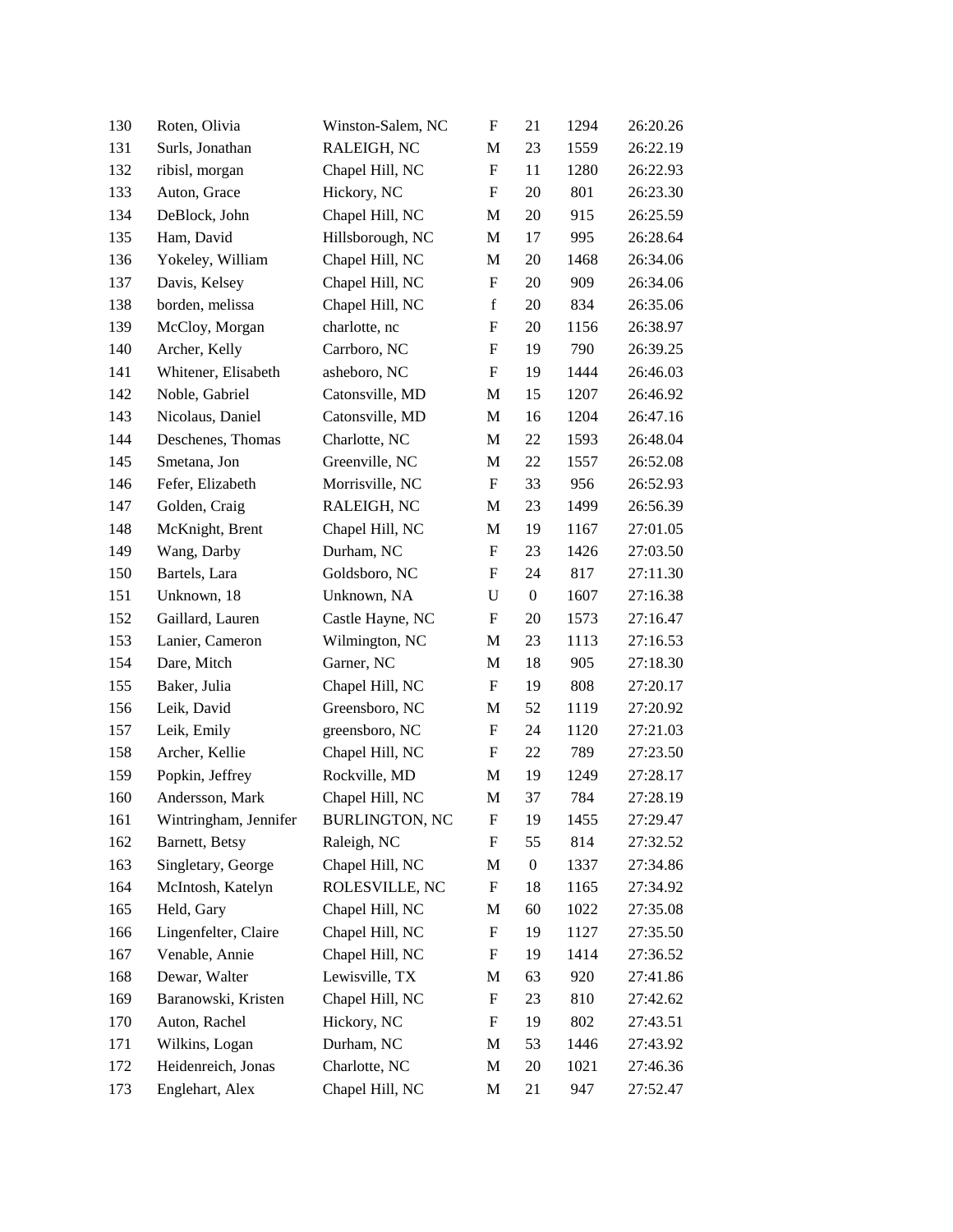| | | | | | | |
|---|---|---|---|---|---|---|
| 130 | Roten, Olivia | Winston-Salem, NC | F | 21 | 1294 | 26:20.26 |
| 131 | Surls, Jonathan | RALEIGH, NC | M | 23 | 1559 | 26:22.19 |
| 132 | ribisl, morgan | Chapel Hill, NC | F | 11 | 1280 | 26:22.93 |
| 133 | Auton, Grace | Hickory, NC | F | 20 | 801 | 26:23.30 |
| 134 | DeBlock, John | Chapel Hill, NC | M | 20 | 915 | 26:25.59 |
| 135 | Ham, David | Hillsborough, NC | M | 17 | 995 | 26:28.64 |
| 136 | Yokeley, William | Chapel Hill, NC | M | 20 | 1468 | 26:34.06 |
| 137 | Davis, Kelsey | Chapel Hill, NC | F | 20 | 909 | 26:34.06 |
| 138 | borden, melissa | Chapel Hill, NC | f | 20 | 834 | 26:35.06 |
| 139 | McCloy, Morgan | charlotte, nc | F | 20 | 1156 | 26:38.97 |
| 140 | Archer, Kelly | Carrboro, NC | F | 19 | 790 | 26:39.25 |
| 141 | Whitener, Elisabeth | asheboro, NC | F | 19 | 1444 | 26:46.03 |
| 142 | Noble, Gabriel | Catonsville, MD | M | 15 | 1207 | 26:46.92 |
| 143 | Nicolaus, Daniel | Catonsville, MD | M | 16 | 1204 | 26:47.16 |
| 144 | Deschenes, Thomas | Charlotte, NC | M | 22 | 1593 | 26:48.04 |
| 145 | Smetana, Jon | Greenville, NC | M | 22 | 1557 | 26:52.08 |
| 146 | Fefer, Elizabeth | Morrisville, NC | F | 33 | 956 | 26:52.93 |
| 147 | Golden, Craig | RALEIGH, NC | M | 23 | 1499 | 26:56.39 |
| 148 | McKnight, Brent | Chapel Hill, NC | M | 19 | 1167 | 27:01.05 |
| 149 | Wang, Darby | Durham, NC | F | 23 | 1426 | 27:03.50 |
| 150 | Bartels, Lara | Goldsboro, NC | F | 24 | 817 | 27:11.30 |
| 151 | Unknown, 18 | Unknown, NA | U | 0 | 1607 | 27:16.38 |
| 152 | Gaillard, Lauren | Castle Hayne, NC | F | 20 | 1573 | 27:16.47 |
| 153 | Lanier, Cameron | Wilmington, NC | M | 23 | 1113 | 27:16.53 |
| 154 | Dare, Mitch | Garner, NC | M | 18 | 905 | 27:18.30 |
| 155 | Baker, Julia | Chapel Hill, NC | F | 19 | 808 | 27:20.17 |
| 156 | Leik, David | Greensboro, NC | M | 52 | 1119 | 27:20.92 |
| 157 | Leik, Emily | greensboro, NC | F | 24 | 1120 | 27:21.03 |
| 158 | Archer, Kellie | Chapel Hill, NC | F | 22 | 789 | 27:23.50 |
| 159 | Popkin, Jeffrey | Rockville, MD | M | 19 | 1249 | 27:28.17 |
| 160 | Andersson, Mark | Chapel Hill, NC | M | 37 | 784 | 27:28.19 |
| 161 | Wintringham, Jennifer | BURLINGTON, NC | F | 19 | 1455 | 27:29.47 |
| 162 | Barnett, Betsy | Raleigh, NC | F | 55 | 814 | 27:32.52 |
| 163 | Singletary, George | Chapel Hill, NC | M | 0 | 1337 | 27:34.86 |
| 164 | McIntosh, Katelyn | ROLESVILLE, NC | F | 18 | 1165 | 27:34.92 |
| 165 | Held, Gary | Chapel Hill, NC | M | 60 | 1022 | 27:35.08 |
| 166 | Lingenfelter, Claire | Chapel Hill, NC | F | 19 | 1127 | 27:35.50 |
| 167 | Venable, Annie | Chapel Hill, NC | F | 19 | 1414 | 27:36.52 |
| 168 | Dewar, Walter | Lewisville, TX | M | 63 | 920 | 27:41.86 |
| 169 | Baranowski, Kristen | Chapel Hill, NC | F | 23 | 810 | 27:42.62 |
| 170 | Auton, Rachel | Hickory, NC | F | 19 | 802 | 27:43.51 |
| 171 | Wilkins, Logan | Durham, NC | M | 53 | 1446 | 27:43.92 |
| 172 | Heidenreich, Jonas | Charlotte, NC | M | 20 | 1021 | 27:46.36 |
| 173 | Englehart, Alex | Chapel Hill, NC | M | 21 | 947 | 27:52.47 |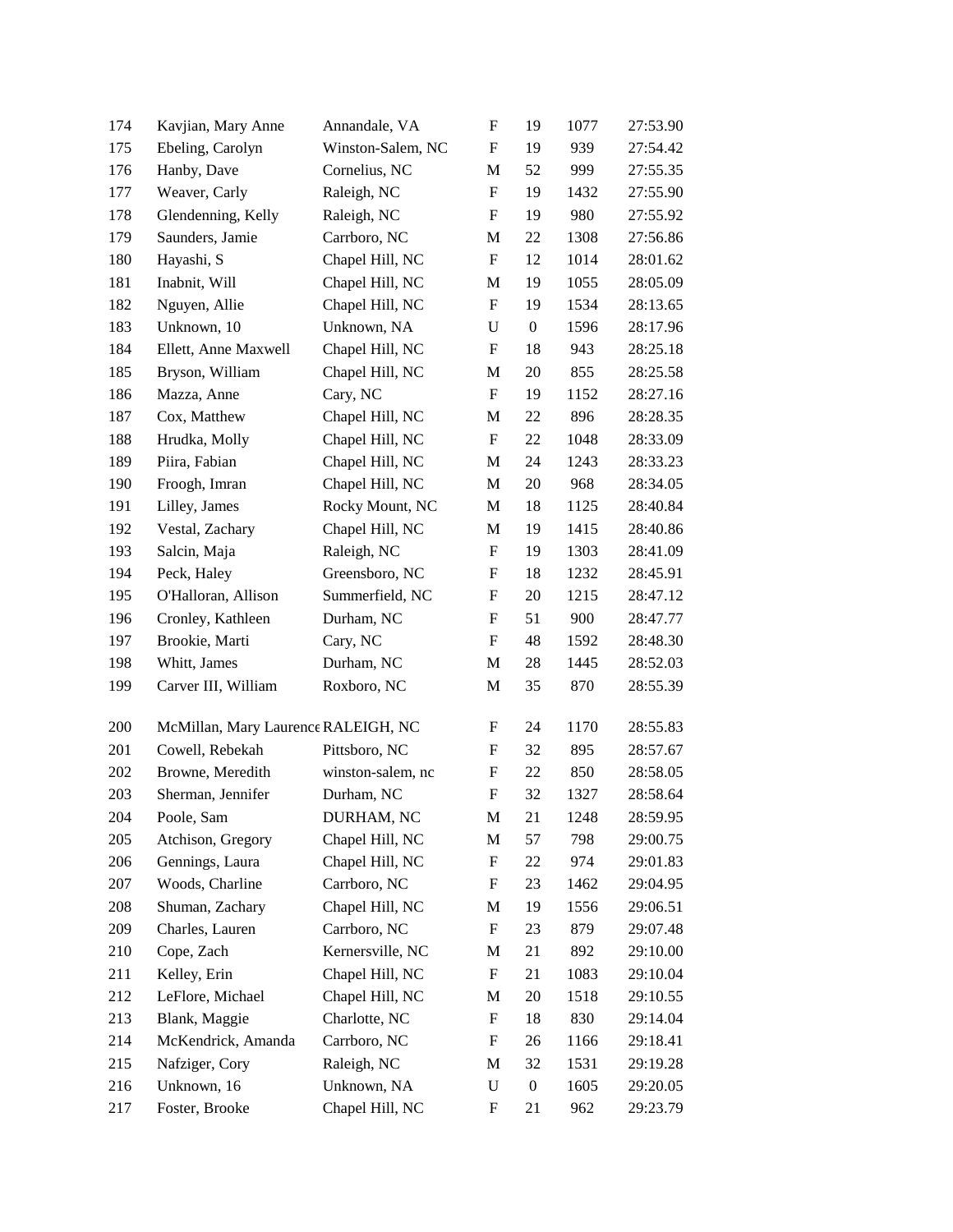| | | | | | | |
|---|---|---|---|---|---|---|
| 174 | Kavjian, Mary Anne | Annandale, VA | F | 19 | 1077 | 27:53.90 |
| 175 | Ebeling, Carolyn | Winston-Salem, NC | F | 19 | 939 | 27:54.42 |
| 176 | Hanby, Dave | Cornelius, NC | M | 52 | 999 | 27:55.35 |
| 177 | Weaver, Carly | Raleigh, NC | F | 19 | 1432 | 27:55.90 |
| 178 | Glendenning, Kelly | Raleigh, NC | F | 19 | 980 | 27:55.92 |
| 179 | Saunders, Jamie | Carrboro, NC | M | 22 | 1308 | 27:56.86 |
| 180 | Hayashi, S | Chapel Hill, NC | F | 12 | 1014 | 28:01.62 |
| 181 | Inabnit, Will | Chapel Hill, NC | M | 19 | 1055 | 28:05.09 |
| 182 | Nguyen, Allie | Chapel Hill, NC | F | 19 | 1534 | 28:13.65 |
| 183 | Unknown, 10 | Unknown, NA | U | 0 | 1596 | 28:17.96 |
| 184 | Ellett, Anne Maxwell | Chapel Hill, NC | F | 18 | 943 | 28:25.18 |
| 185 | Bryson, William | Chapel Hill, NC | M | 20 | 855 | 28:25.58 |
| 186 | Mazza, Anne | Cary, NC | F | 19 | 1152 | 28:27.16 |
| 187 | Cox, Matthew | Chapel Hill, NC | M | 22 | 896 | 28:28.35 |
| 188 | Hrudka, Molly | Chapel Hill, NC | F | 22 | 1048 | 28:33.09 |
| 189 | Piira, Fabian | Chapel Hill, NC | M | 24 | 1243 | 28:33.23 |
| 190 | Froogh, Imran | Chapel Hill, NC | M | 20 | 968 | 28:34.05 |
| 191 | Lilley, James | Rocky Mount, NC | M | 18 | 1125 | 28:40.84 |
| 192 | Vestal, Zachary | Chapel Hill, NC | M | 19 | 1415 | 28:40.86 |
| 193 | Salcin, Maja | Raleigh, NC | F | 19 | 1303 | 28:41.09 |
| 194 | Peck, Haley | Greensboro, NC | F | 18 | 1232 | 28:45.91 |
| 195 | O'Halloran, Allison | Summerfield, NC | F | 20 | 1215 | 28:47.12 |
| 196 | Cronley, Kathleen | Durham, NC | F | 51 | 900 | 28:47.77 |
| 197 | Brookie, Marti | Cary, NC | F | 48 | 1592 | 28:48.30 |
| 198 | Whitt, James | Durham, NC | M | 28 | 1445 | 28:52.03 |
| 199 | Carver III, William | Roxboro, NC | M | 35 | 870 | 28:55.39 |
| 200 | McMillan, Mary Laurence | RALEIGH, NC | F | 24 | 1170 | 28:55.83 |
| 201 | Cowell, Rebekah | Pittsboro, NC | F | 32 | 895 | 28:57.67 |
| 202 | Browne, Meredith | winston-salem, nc | F | 22 | 850 | 28:58.05 |
| 203 | Sherman, Jennifer | Durham, NC | F | 32 | 1327 | 28:58.64 |
| 204 | Poole, Sam | DURHAM, NC | M | 21 | 1248 | 28:59.95 |
| 205 | Atchison, Gregory | Chapel Hill, NC | M | 57 | 798 | 29:00.75 |
| 206 | Gennings, Laura | Chapel Hill, NC | F | 22 | 974 | 29:01.83 |
| 207 | Woods, Charline | Carrboro, NC | F | 23 | 1462 | 29:04.95 |
| 208 | Shuman, Zachary | Chapel Hill, NC | M | 19 | 1556 | 29:06.51 |
| 209 | Charles, Lauren | Carrboro, NC | F | 23 | 879 | 29:07.48 |
| 210 | Cope, Zach | Kernersville, NC | M | 21 | 892 | 29:10.00 |
| 211 | Kelley, Erin | Chapel Hill, NC | F | 21 | 1083 | 29:10.04 |
| 212 | LeFlore, Michael | Chapel Hill, NC | M | 20 | 1518 | 29:10.55 |
| 213 | Blank, Maggie | Charlotte, NC | F | 18 | 830 | 29:14.04 |
| 214 | McKendrick, Amanda | Carrboro, NC | F | 26 | 1166 | 29:18.41 |
| 215 | Nafziger, Cory | Raleigh, NC | M | 32 | 1531 | 29:19.28 |
| 216 | Unknown, 16 | Unknown, NA | U | 0 | 1605 | 29:20.05 |
| 217 | Foster, Brooke | Chapel Hill, NC | F | 21 | 962 | 29:23.79 |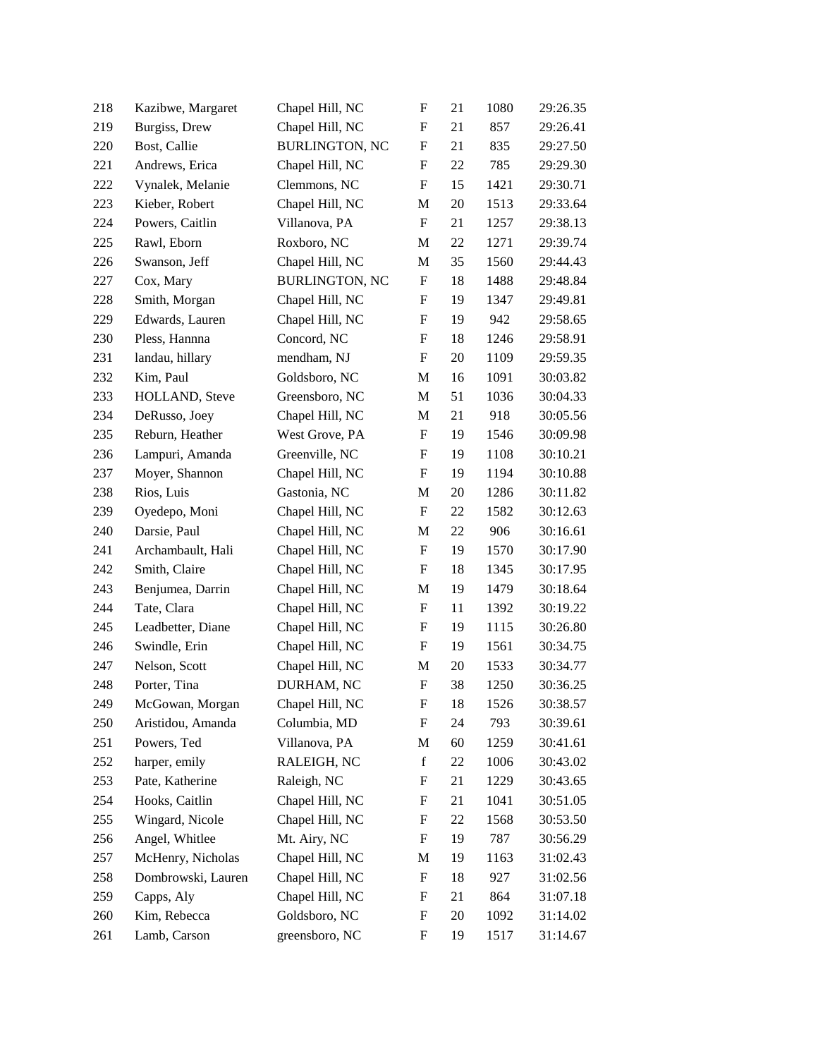| | | | | | | |
|---|---|---|---|---|---|---|
| 218 | Kazibwe, Margaret | Chapel Hill, NC | F | 21 | 1080 | 29:26.35 |
| 219 | Burgiss, Drew | Chapel Hill, NC | F | 21 | 857 | 29:26.41 |
| 220 | Bost, Callie | BURLINGTON, NC | F | 21 | 835 | 29:27.50 |
| 221 | Andrews, Erica | Chapel Hill, NC | F | 22 | 785 | 29:29.30 |
| 222 | Vynalek, Melanie | Clemmons, NC | F | 15 | 1421 | 29:30.71 |
| 223 | Kieber, Robert | Chapel Hill, NC | M | 20 | 1513 | 29:33.64 |
| 224 | Powers, Caitlin | Villanova, PA | F | 21 | 1257 | 29:38.13 |
| 225 | Rawl, Eborn | Roxboro, NC | M | 22 | 1271 | 29:39.74 |
| 226 | Swanson, Jeff | Chapel Hill, NC | M | 35 | 1560 | 29:44.43 |
| 227 | Cox, Mary | BURLINGTON, NC | F | 18 | 1488 | 29:48.84 |
| 228 | Smith, Morgan | Chapel Hill, NC | F | 19 | 1347 | 29:49.81 |
| 229 | Edwards, Lauren | Chapel Hill, NC | F | 19 | 942 | 29:58.65 |
| 230 | Pless, Hannna | Concord, NC | F | 18 | 1246 | 29:58.91 |
| 231 | landau, hillary | mendham, NJ | F | 20 | 1109 | 29:59.35 |
| 232 | Kim, Paul | Goldsboro, NC | M | 16 | 1091 | 30:03.82 |
| 233 | HOLLAND, Steve | Greensboro, NC | M | 51 | 1036 | 30:04.33 |
| 234 | DeRusso, Joey | Chapel Hill, NC | M | 21 | 918 | 30:05.56 |
| 235 | Reburn, Heather | West Grove, PA | F | 19 | 1546 | 30:09.98 |
| 236 | Lampuri, Amanda | Greenville, NC | F | 19 | 1108 | 30:10.21 |
| 237 | Moyer, Shannon | Chapel Hill, NC | F | 19 | 1194 | 30:10.88 |
| 238 | Rios, Luis | Gastonia, NC | M | 20 | 1286 | 30:11.82 |
| 239 | Oyedepo, Moni | Chapel Hill, NC | F | 22 | 1582 | 30:12.63 |
| 240 | Darsie, Paul | Chapel Hill, NC | M | 22 | 906 | 30:16.61 |
| 241 | Archambault, Hali | Chapel Hill, NC | F | 19 | 1570 | 30:17.90 |
| 242 | Smith, Claire | Chapel Hill, NC | F | 18 | 1345 | 30:17.95 |
| 243 | Benjumea, Darrin | Chapel Hill, NC | M | 19 | 1479 | 30:18.64 |
| 244 | Tate, Clara | Chapel Hill, NC | F | 11 | 1392 | 30:19.22 |
| 245 | Leadbetter, Diane | Chapel Hill, NC | F | 19 | 1115 | 30:26.80 |
| 246 | Swindle, Erin | Chapel Hill, NC | F | 19 | 1561 | 30:34.75 |
| 247 | Nelson, Scott | Chapel Hill, NC | M | 20 | 1533 | 30:34.77 |
| 248 | Porter, Tina | DURHAM, NC | F | 38 | 1250 | 30:36.25 |
| 249 | McGowan, Morgan | Chapel Hill, NC | F | 18 | 1526 | 30:38.57 |
| 250 | Aristidou, Amanda | Columbia, MD | F | 24 | 793 | 30:39.61 |
| 251 | Powers, Ted | Villanova, PA | M | 60 | 1259 | 30:41.61 |
| 252 | harper, emily | RALEIGH, NC | f | 22 | 1006 | 30:43.02 |
| 253 | Pate, Katherine | Raleigh, NC | F | 21 | 1229 | 30:43.65 |
| 254 | Hooks, Caitlin | Chapel Hill, NC | F | 21 | 1041 | 30:51.05 |
| 255 | Wingard, Nicole | Chapel Hill, NC | F | 22 | 1568 | 30:53.50 |
| 256 | Angel, Whitlee | Mt. Airy, NC | F | 19 | 787 | 30:56.29 |
| 257 | McHenry, Nicholas | Chapel Hill, NC | M | 19 | 1163 | 31:02.43 |
| 258 | Dombrowski, Lauren | Chapel Hill, NC | F | 18 | 927 | 31:02.56 |
| 259 | Capps, Aly | Chapel Hill, NC | F | 21 | 864 | 31:07.18 |
| 260 | Kim, Rebecca | Goldsboro, NC | F | 20 | 1092 | 31:14.02 |
| 261 | Lamb, Carson | greensboro, NC | F | 19 | 1517 | 31:14.67 |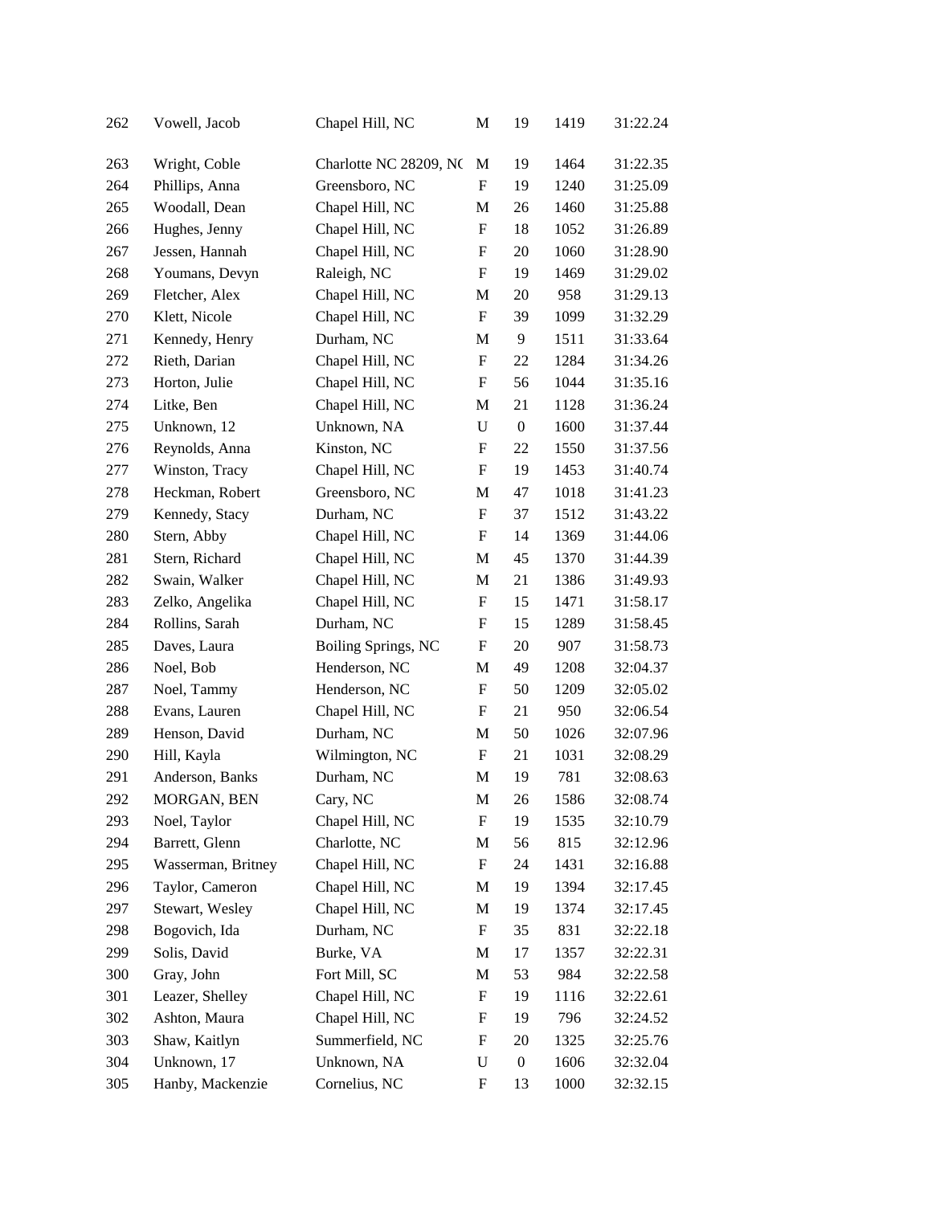| | | | | | | |
|---|---|---|---|---|---|---|
| 262 | Vowell, Jacob | Chapel Hill, NC | M | 19 | 1419 | 31:22.24 |
| 263 | Wright, Coble | Charlotte NC 28209, NC | M | 19 | 1464 | 31:22.35 |
| 264 | Phillips, Anna | Greensboro, NC | F | 19 | 1240 | 31:25.09 |
| 265 | Woodall, Dean | Chapel Hill, NC | M | 26 | 1460 | 31:25.88 |
| 266 | Hughes, Jenny | Chapel Hill, NC | F | 18 | 1052 | 31:26.89 |
| 267 | Jessen, Hannah | Chapel Hill, NC | F | 20 | 1060 | 31:28.90 |
| 268 | Youmans, Devyn | Raleigh, NC | F | 19 | 1469 | 31:29.02 |
| 269 | Fletcher, Alex | Chapel Hill, NC | M | 20 | 958 | 31:29.13 |
| 270 | Klett, Nicole | Chapel Hill, NC | F | 39 | 1099 | 31:32.29 |
| 271 | Kennedy, Henry | Durham, NC | M | 9 | 1511 | 31:33.64 |
| 272 | Rieth, Darian | Chapel Hill, NC | F | 22 | 1284 | 31:34.26 |
| 273 | Horton, Julie | Chapel Hill, NC | F | 56 | 1044 | 31:35.16 |
| 274 | Litke, Ben | Chapel Hill, NC | M | 21 | 1128 | 31:36.24 |
| 275 | Unknown, 12 | Unknown, NA | U | 0 | 1600 | 31:37.44 |
| 276 | Reynolds, Anna | Kinston, NC | F | 22 | 1550 | 31:37.56 |
| 277 | Winston, Tracy | Chapel Hill, NC | F | 19 | 1453 | 31:40.74 |
| 278 | Heckman, Robert | Greensboro, NC | M | 47 | 1018 | 31:41.23 |
| 279 | Kennedy, Stacy | Durham, NC | F | 37 | 1512 | 31:43.22 |
| 280 | Stern, Abby | Chapel Hill, NC | F | 14 | 1369 | 31:44.06 |
| 281 | Stern, Richard | Chapel Hill, NC | M | 45 | 1370 | 31:44.39 |
| 282 | Swain, Walker | Chapel Hill, NC | M | 21 | 1386 | 31:49.93 |
| 283 | Zelko, Angelika | Chapel Hill, NC | F | 15 | 1471 | 31:58.17 |
| 284 | Rollins, Sarah | Durham, NC | F | 15 | 1289 | 31:58.45 |
| 285 | Daves, Laura | Boiling Springs, NC | F | 20 | 907 | 31:58.73 |
| 286 | Noel, Bob | Henderson, NC | M | 49 | 1208 | 32:04.37 |
| 287 | Noel, Tammy | Henderson, NC | F | 50 | 1209 | 32:05.02 |
| 288 | Evans, Lauren | Chapel Hill, NC | F | 21 | 950 | 32:06.54 |
| 289 | Henson, David | Durham, NC | M | 50 | 1026 | 32:07.96 |
| 290 | Hill, Kayla | Wilmington, NC | F | 21 | 1031 | 32:08.29 |
| 291 | Anderson, Banks | Durham, NC | M | 19 | 781 | 32:08.63 |
| 292 | MORGAN, BEN | Cary, NC | M | 26 | 1586 | 32:08.74 |
| 293 | Noel, Taylor | Chapel Hill, NC | F | 19 | 1535 | 32:10.79 |
| 294 | Barrett, Glenn | Charlotte, NC | M | 56 | 815 | 32:12.96 |
| 295 | Wasserman, Britney | Chapel Hill, NC | F | 24 | 1431 | 32:16.88 |
| 296 | Taylor, Cameron | Chapel Hill, NC | M | 19 | 1394 | 32:17.45 |
| 297 | Stewart, Wesley | Chapel Hill, NC | M | 19 | 1374 | 32:17.45 |
| 298 | Bogovich, Ida | Durham, NC | F | 35 | 831 | 32:22.18 |
| 299 | Solis, David | Burke, VA | M | 17 | 1357 | 32:22.31 |
| 300 | Gray, John | Fort Mill, SC | M | 53 | 984 | 32:22.58 |
| 301 | Leazer, Shelley | Chapel Hill, NC | F | 19 | 1116 | 32:22.61 |
| 302 | Ashton, Maura | Chapel Hill, NC | F | 19 | 796 | 32:24.52 |
| 303 | Shaw, Kaitlyn | Summerfield, NC | F | 20 | 1325 | 32:25.76 |
| 304 | Unknown, 17 | Unknown, NA | U | 0 | 1606 | 32:32.04 |
| 305 | Hanby, Mackenzie | Cornelius, NC | F | 13 | 1000 | 32:32.15 |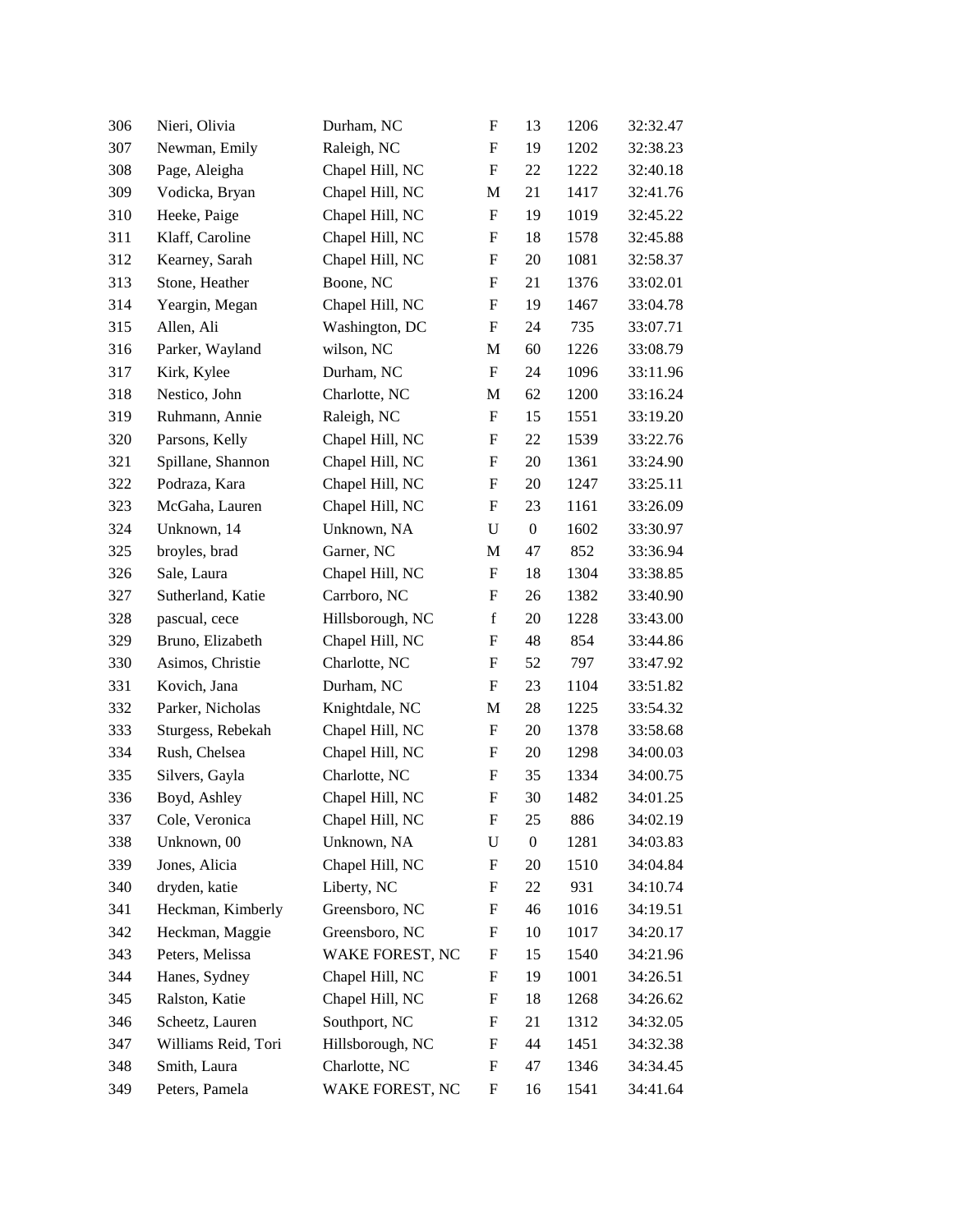| | | | | | | |
|---|---|---|---|---|---|---|
| 306 | Nieri, Olivia | Durham, NC | F | 13 | 1206 | 32:32.47 |
| 307 | Newman, Emily | Raleigh, NC | F | 19 | 1202 | 32:38.23 |
| 308 | Page, Aleigha | Chapel Hill, NC | F | 22 | 1222 | 32:40.18 |
| 309 | Vodicka, Bryan | Chapel Hill, NC | M | 21 | 1417 | 32:41.76 |
| 310 | Heeke, Paige | Chapel Hill, NC | F | 19 | 1019 | 32:45.22 |
| 311 | Klaff, Caroline | Chapel Hill, NC | F | 18 | 1578 | 32:45.88 |
| 312 | Kearney, Sarah | Chapel Hill, NC | F | 20 | 1081 | 32:58.37 |
| 313 | Stone, Heather | Boone, NC | F | 21 | 1376 | 33:02.01 |
| 314 | Yeargin, Megan | Chapel Hill, NC | F | 19 | 1467 | 33:04.78 |
| 315 | Allen, Ali | Washington, DC | F | 24 | 735 | 33:07.71 |
| 316 | Parker, Wayland | wilson, NC | M | 60 | 1226 | 33:08.79 |
| 317 | Kirk, Kylee | Durham, NC | F | 24 | 1096 | 33:11.96 |
| 318 | Nestico, John | Charlotte, NC | M | 62 | 1200 | 33:16.24 |
| 319 | Ruhmann, Annie | Raleigh, NC | F | 15 | 1551 | 33:19.20 |
| 320 | Parsons, Kelly | Chapel Hill, NC | F | 22 | 1539 | 33:22.76 |
| 321 | Spillane, Shannon | Chapel Hill, NC | F | 20 | 1361 | 33:24.90 |
| 322 | Podraza, Kara | Chapel Hill, NC | F | 20 | 1247 | 33:25.11 |
| 323 | McGaha, Lauren | Chapel Hill, NC | F | 23 | 1161 | 33:26.09 |
| 324 | Unknown, 14 | Unknown, NA | U | 0 | 1602 | 33:30.97 |
| 325 | broyles, brad | Garner, NC | M | 47 | 852 | 33:36.94 |
| 326 | Sale, Laura | Chapel Hill, NC | F | 18 | 1304 | 33:38.85 |
| 327 | Sutherland, Katie | Carrboro, NC | F | 26 | 1382 | 33:40.90 |
| 328 | pascual, cece | Hillsborough, NC | f | 20 | 1228 | 33:43.00 |
| 329 | Bruno, Elizabeth | Chapel Hill, NC | F | 48 | 854 | 33:44.86 |
| 330 | Asimos, Christie | Charlotte, NC | F | 52 | 797 | 33:47.92 |
| 331 | Kovich, Jana | Durham, NC | F | 23 | 1104 | 33:51.82 |
| 332 | Parker, Nicholas | Knightdale, NC | M | 28 | 1225 | 33:54.32 |
| 333 | Sturgess, Rebekah | Chapel Hill, NC | F | 20 | 1378 | 33:58.68 |
| 334 | Rush, Chelsea | Chapel Hill, NC | F | 20 | 1298 | 34:00.03 |
| 335 | Silvers, Gayla | Charlotte, NC | F | 35 | 1334 | 34:00.75 |
| 336 | Boyd, Ashley | Chapel Hill, NC | F | 30 | 1482 | 34:01.25 |
| 337 | Cole, Veronica | Chapel Hill, NC | F | 25 | 886 | 34:02.19 |
| 338 | Unknown, 00 | Unknown, NA | U | 0 | 1281 | 34:03.83 |
| 339 | Jones, Alicia | Chapel Hill, NC | F | 20 | 1510 | 34:04.84 |
| 340 | dryden, katie | Liberty, NC | F | 22 | 931 | 34:10.74 |
| 341 | Heckman, Kimberly | Greensboro, NC | F | 46 | 1016 | 34:19.51 |
| 342 | Heckman, Maggie | Greensboro, NC | F | 10 | 1017 | 34:20.17 |
| 343 | Peters, Melissa | WAKE FOREST, NC | F | 15 | 1540 | 34:21.96 |
| 344 | Hanes, Sydney | Chapel Hill, NC | F | 19 | 1001 | 34:26.51 |
| 345 | Ralston, Katie | Chapel Hill, NC | F | 18 | 1268 | 34:26.62 |
| 346 | Scheetz, Lauren | Southport, NC | F | 21 | 1312 | 34:32.05 |
| 347 | Williams Reid, Tori | Hillsborough, NC | F | 44 | 1451 | 34:32.38 |
| 348 | Smith, Laura | Charlotte, NC | F | 47 | 1346 | 34:34.45 |
| 349 | Peters, Pamela | WAKE FOREST, NC | F | 16 | 1541 | 34:41.64 |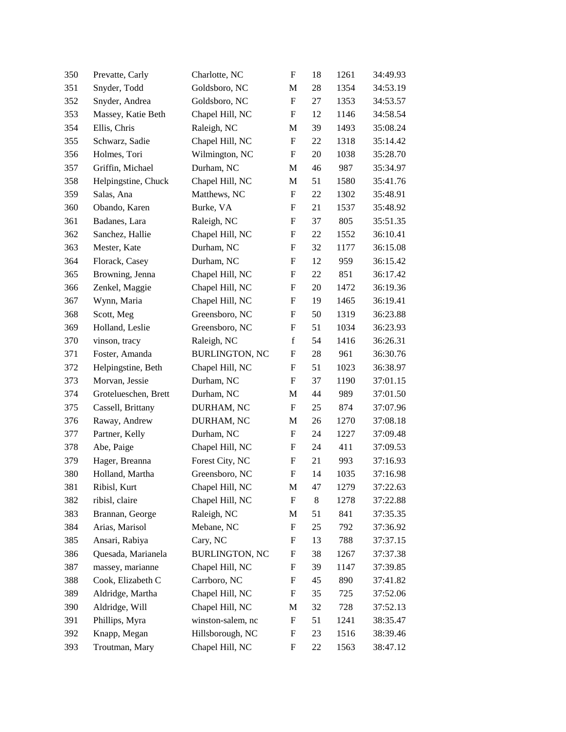| | | | | | | |
|---|---|---|---|---|---|---|
| 350 | Prevatte, Carly | Charlotte, NC | F | 18 | 1261 | 34:49.93 |
| 351 | Snyder, Todd | Goldsboro, NC | M | 28 | 1354 | 34:53.19 |
| 352 | Snyder, Andrea | Goldsboro, NC | F | 27 | 1353 | 34:53.57 |
| 353 | Massey, Katie Beth | Chapel Hill, NC | F | 12 | 1146 | 34:58.54 |
| 354 | Ellis, Chris | Raleigh, NC | M | 39 | 1493 | 35:08.24 |
| 355 | Schwarz, Sadie | Chapel Hill, NC | F | 22 | 1318 | 35:14.42 |
| 356 | Holmes, Tori | Wilmington, NC | F | 20 | 1038 | 35:28.70 |
| 357 | Griffin, Michael | Durham, NC | M | 46 | 987 | 35:34.97 |
| 358 | Helpingstine, Chuck | Chapel Hill, NC | M | 51 | 1580 | 35:41.76 |
| 359 | Salas, Ana | Matthews, NC | F | 22 | 1302 | 35:48.91 |
| 360 | Obando, Karen | Burke, VA | F | 21 | 1537 | 35:48.92 |
| 361 | Badanes, Lara | Raleigh, NC | F | 37 | 805 | 35:51.35 |
| 362 | Sanchez, Hallie | Chapel Hill, NC | F | 22 | 1552 | 36:10.41 |
| 363 | Mester, Kate | Durham, NC | F | 32 | 1177 | 36:15.08 |
| 364 | Florack, Casey | Durham, NC | F | 12 | 959 | 36:15.42 |
| 365 | Browning, Jenna | Chapel Hill, NC | F | 22 | 851 | 36:17.42 |
| 366 | Zenkel, Maggie | Chapel Hill, NC | F | 20 | 1472 | 36:19.36 |
| 367 | Wynn, Maria | Chapel Hill, NC | F | 19 | 1465 | 36:19.41 |
| 368 | Scott, Meg | Greensboro, NC | F | 50 | 1319 | 36:23.88 |
| 369 | Holland, Leslie | Greensboro, NC | F | 51 | 1034 | 36:23.93 |
| 370 | vinson, tracy | Raleigh, NC | f | 54 | 1416 | 36:26.31 |
| 371 | Foster, Amanda | BURLINGTON, NC | F | 28 | 961 | 36:30.76 |
| 372 | Helpingstine, Beth | Chapel Hill, NC | F | 51 | 1023 | 36:38.97 |
| 373 | Morvan, Jessie | Durham, NC | F | 37 | 1190 | 37:01.15 |
| 374 | Grotelueschen, Brett | Durham, NC | M | 44 | 989 | 37:01.50 |
| 375 | Cassell, Brittany | DURHAM, NC | F | 25 | 874 | 37:07.96 |
| 376 | Raway, Andrew | DURHAM, NC | M | 26 | 1270 | 37:08.18 |
| 377 | Partner, Kelly | Durham, NC | F | 24 | 1227 | 37:09.48 |
| 378 | Abe, Paige | Chapel Hill, NC | F | 24 | 411 | 37:09.53 |
| 379 | Hager, Breanna | Forest City, NC | F | 21 | 993 | 37:16.93 |
| 380 | Holland, Martha | Greensboro, NC | F | 14 | 1035 | 37:16.98 |
| 381 | Ribisl, Kurt | Chapel Hill, NC | M | 47 | 1279 | 37:22.63 |
| 382 | ribisl, claire | Chapel Hill, NC | F | 8 | 1278 | 37:22.88 |
| 383 | Brannan, George | Raleigh, NC | M | 51 | 841 | 37:35.35 |
| 384 | Arias, Marisol | Mebane, NC | F | 25 | 792 | 37:36.92 |
| 385 | Ansari, Rabiya | Cary, NC | F | 13 | 788 | 37:37.15 |
| 386 | Quesada, Marianela | BURLINGTON, NC | F | 38 | 1267 | 37:37.38 |
| 387 | massey, marianne | Chapel Hill, NC | F | 39 | 1147 | 37:39.85 |
| 388 | Cook, Elizabeth C | Carrboro, NC | F | 45 | 890 | 37:41.82 |
| 389 | Aldridge, Martha | Chapel Hill, NC | F | 35 | 725 | 37:52.06 |
| 390 | Aldridge, Will | Chapel Hill, NC | M | 32 | 728 | 37:52.13 |
| 391 | Phillips, Myra | winston-salem, nc | F | 51 | 1241 | 38:35.47 |
| 392 | Knapp, Megan | Hillsborough, NC | F | 23 | 1516 | 38:39.46 |
| 393 | Troutman, Mary | Chapel Hill, NC | F | 22 | 1563 | 38:47.12 |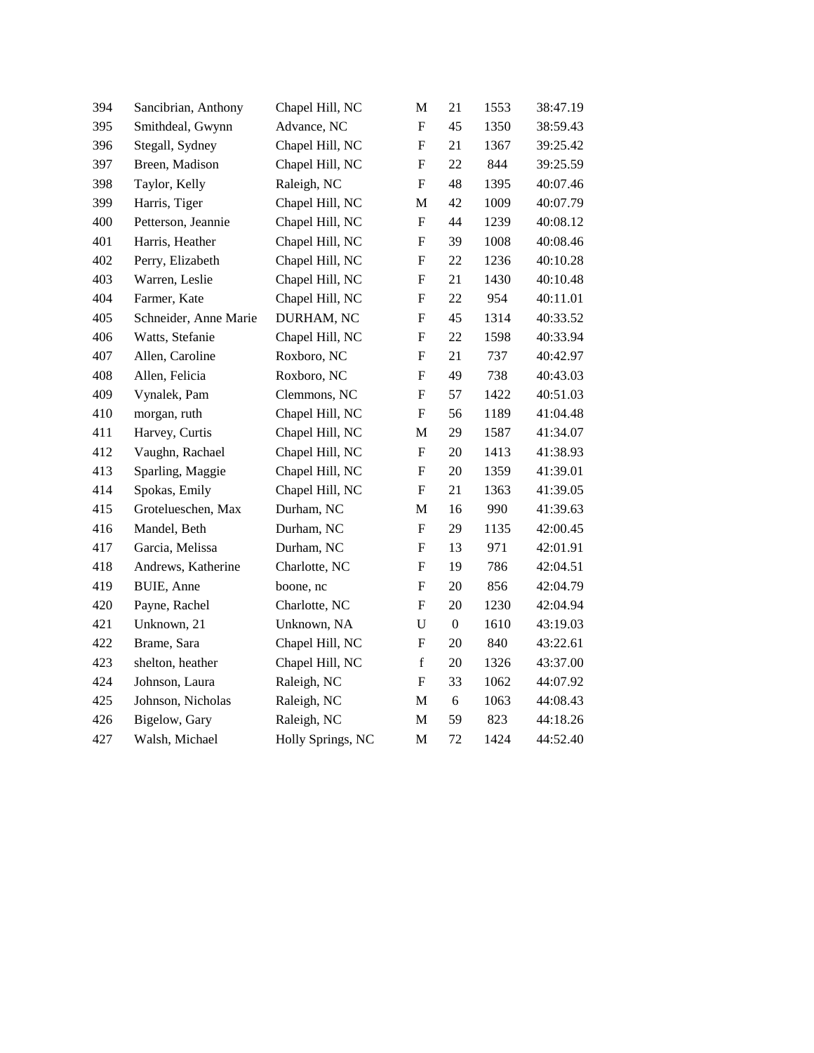| | | | | | | |
|---|---|---|---|---|---|---|
| 394 | Sancibrian, Anthony | Chapel Hill, NC | M | 21 | 1553 | 38:47.19 |
| 395 | Smithdeal, Gwynn | Advance, NC | F | 45 | 1350 | 38:59.43 |
| 396 | Stegall, Sydney | Chapel Hill, NC | F | 21 | 1367 | 39:25.42 |
| 397 | Breen, Madison | Chapel Hill, NC | F | 22 | 844 | 39:25.59 |
| 398 | Taylor, Kelly | Raleigh, NC | F | 48 | 1395 | 40:07.46 |
| 399 | Harris, Tiger | Chapel Hill, NC | M | 42 | 1009 | 40:07.79 |
| 400 | Petterson, Jeannie | Chapel Hill, NC | F | 44 | 1239 | 40:08.12 |
| 401 | Harris, Heather | Chapel Hill, NC | F | 39 | 1008 | 40:08.46 |
| 402 | Perry, Elizabeth | Chapel Hill, NC | F | 22 | 1236 | 40:10.28 |
| 403 | Warren, Leslie | Chapel Hill, NC | F | 21 | 1430 | 40:10.48 |
| 404 | Farmer, Kate | Chapel Hill, NC | F | 22 | 954 | 40:11.01 |
| 405 | Schneider, Anne Marie | DURHAM, NC | F | 45 | 1314 | 40:33.52 |
| 406 | Watts, Stefanie | Chapel Hill, NC | F | 22 | 1598 | 40:33.94 |
| 407 | Allen, Caroline | Roxboro, NC | F | 21 | 737 | 40:42.97 |
| 408 | Allen, Felicia | Roxboro, NC | F | 49 | 738 | 40:43.03 |
| 409 | Vynalek, Pam | Clemmons, NC | F | 57 | 1422 | 40:51.03 |
| 410 | morgan, ruth | Chapel Hill, NC | F | 56 | 1189 | 41:04.48 |
| 411 | Harvey, Curtis | Chapel Hill, NC | M | 29 | 1587 | 41:34.07 |
| 412 | Vaughn, Rachael | Chapel Hill, NC | F | 20 | 1413 | 41:38.93 |
| 413 | Sparling, Maggie | Chapel Hill, NC | F | 20 | 1359 | 41:39.01 |
| 414 | Spokas, Emily | Chapel Hill, NC | F | 21 | 1363 | 41:39.05 |
| 415 | Grotelueschen, Max | Durham, NC | M | 16 | 990 | 41:39.63 |
| 416 | Mandel, Beth | Durham, NC | F | 29 | 1135 | 42:00.45 |
| 417 | Garcia, Melissa | Durham, NC | F | 13 | 971 | 42:01.91 |
| 418 | Andrews, Katherine | Charlotte, NC | F | 19 | 786 | 42:04.51 |
| 419 | BUIE, Anne | boone, nc | F | 20 | 856 | 42:04.79 |
| 420 | Payne, Rachel | Charlotte, NC | F | 20 | 1230 | 42:04.94 |
| 421 | Unknown, 21 | Unknown, NA | U | 0 | 1610 | 43:19.03 |
| 422 | Brame, Sara | Chapel Hill, NC | F | 20 | 840 | 43:22.61 |
| 423 | shelton, heather | Chapel Hill, NC | f | 20 | 1326 | 43:37.00 |
| 424 | Johnson, Laura | Raleigh, NC | F | 33 | 1062 | 44:07.92 |
| 425 | Johnson, Nicholas | Raleigh, NC | M | 6 | 1063 | 44:08.43 |
| 426 | Bigelow, Gary | Raleigh, NC | M | 59 | 823 | 44:18.26 |
| 427 | Walsh, Michael | Holly Springs, NC | M | 72 | 1424 | 44:52.40 |